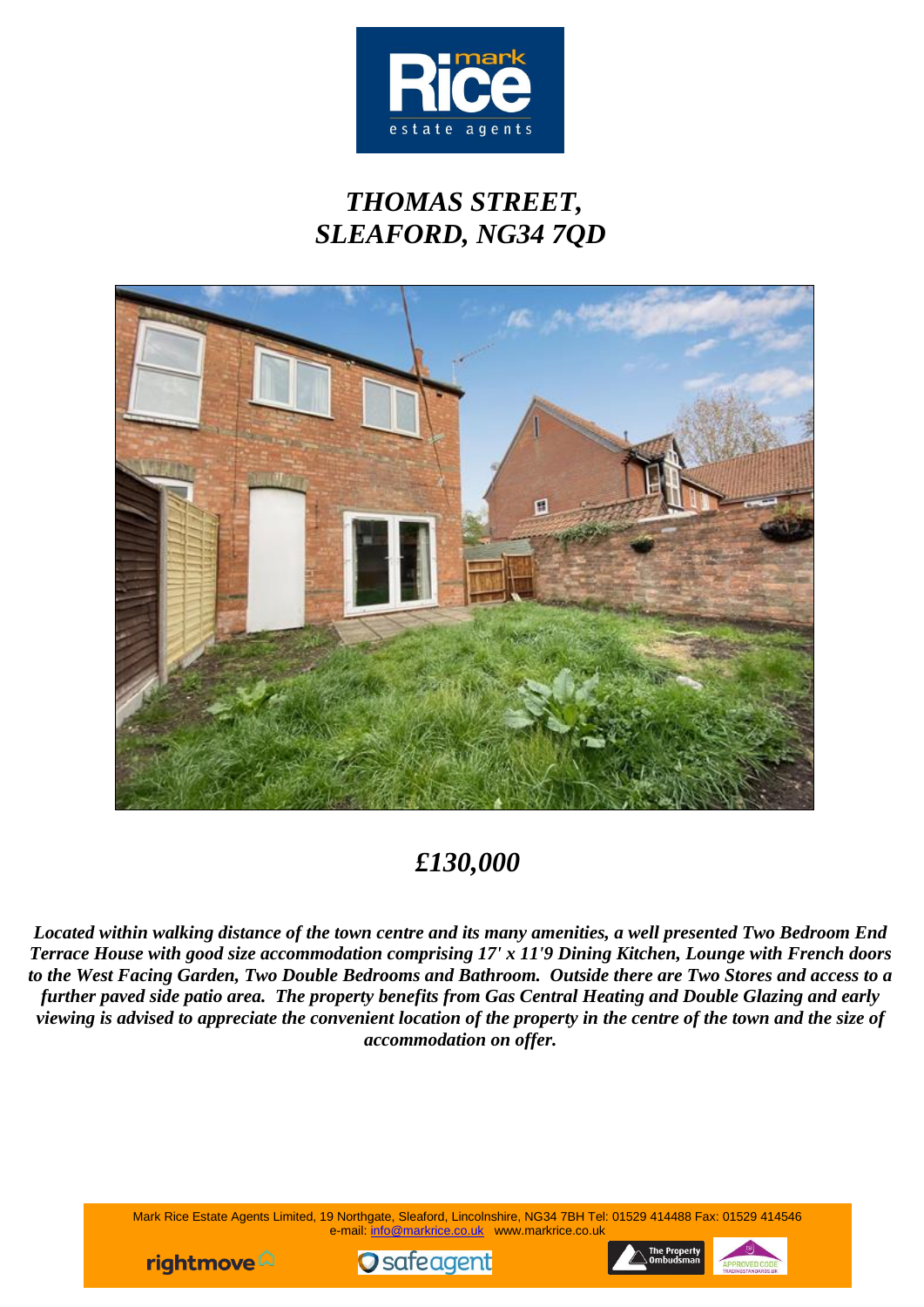# *THOMAS STREET, SLEAFORD, NG34 7QD*

## *£130,000*

***Located within walking distance of the town centre and its many amenities, a well presented Two Bedroom End Terrace House with good size accommodation comprising 17' x 11'9 Dining Kitchen, Lounge with French doors to the West Facing Garden, Two Double Bedrooms and Bathroom. Outside there are Two Stores and access to a further paved side patio area. The property benefits from Gas Central Heating and Double Glazing and early viewing is advised to appreciate the convenient location of the property in the centre of the town and the size of accommodation on offer.***

Mark Rice Estate Agents Limited, 19 Northgate, Sleaford, Lincolnshire, NG34 7BH Tel: 01529 414488 Fax: 01529 414546
e-mail: info@markrice.co.uk www.markrice.co.uk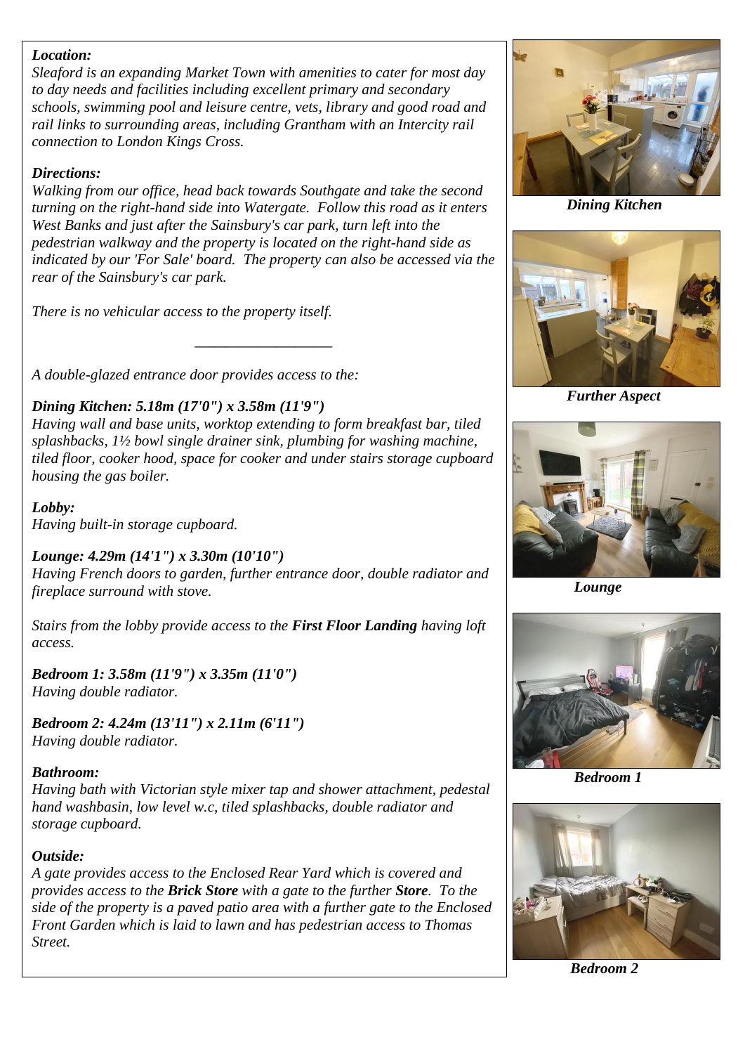***Location:***
*Sleaford is an expanding Market Town with amenities to cater for most day to day needs and facilities including excellent primary and secondary schools, swimming pool and leisure centre, vets, library and good road and rail links to surrounding areas, including Grantham with an Intercity rail connection to London Kings Cross.*

***Directions:***
*Walking from our office, head back towards Southgate and take the second turning on the right-hand side into Watergate. Follow this road as it enters West Banks and just after the Sainsbury's car park, turn left into the pedestrian walkway and the property is located on the right-hand side as indicated by our 'For Sale' board. The property can also be accessed via the rear of the Sainsbury's car park.*

*There is no vehicular access to the property itself.*

---

*A double-glazed entrance door provides access to the:*

***Dining Kitchen: 5.18m (17'0") x 3.58m (11'9")***
*Having wall and base units, worktop extending to form breakfast bar, tiled splashbacks, 1½ bowl single drainer sink, plumbing for washing machine, tiled floor, cooker hood, space for cooker and under stairs storage cupboard housing the gas boiler.*

***Lobby:***
*Having built-in storage cupboard.*

***Lounge: 4.29m (14'1") x 3.30m (10'10")***
*Having French doors to garden, further entrance door, double radiator and fireplace surround with stove.*

*Stairs from the lobby provide access to the* ***First Floor Landing*** *having loft access.*

***Bedroom 1: 3.58m (11'9") x 3.35m (11'0")***
*Having double radiator.*

***Bedroom 2: 4.24m (13'11") x 2.11m (6'11")***
*Having double radiator.*

***Bathroom:***
*Having bath with Victorian style mixer tap and shower attachment, pedestal hand washbasin, low level w.c, tiled splashbacks, double radiator and storage cupboard.*

***Outside:***
*A gate provides access to the Enclosed Rear Yard which is covered and provides access to the* ***Brick Store*** *with a gate to the further* ***Store****. To the side of the property is a paved patio area with a further gate to the Enclosed Front Garden which is laid to lawn and has pedestrian access to Thomas Street.*

***Dining Kitchen***

***Further Aspect***

***Lounge***

***Bedroom 1***

***Bedroom 2***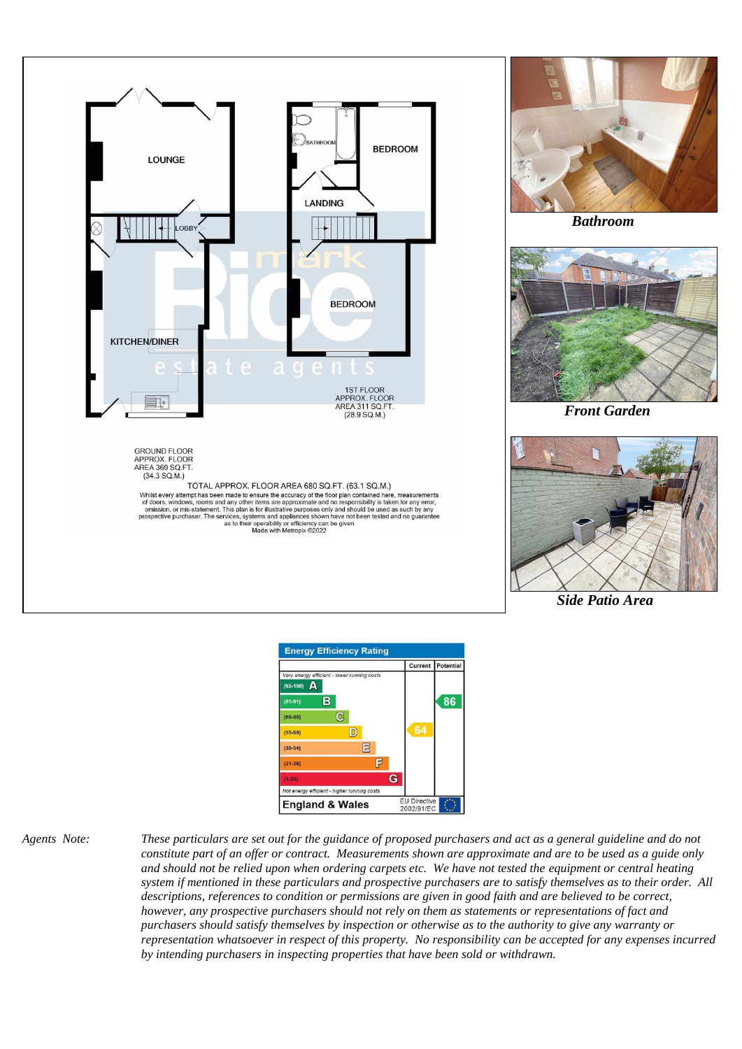LOUNGE

LOBBY

KITCHEN/DINER

BATHROOM

BEDROOM

LANDING

BEDROOM

1ST FLOOR
APPROX. FLOOR
AREA 311 SQ.FT.
(28.9 SQ.M.)

GROUND FLOOR
APPROX. FLOOR
AREA 369 SQ.FT.
(34.3 SQ.M.)

TOTAL APPROX. FLOOR AREA 680 SQ.FT. (63.1 SQ.M.)

Whilst every attempt has been made to ensure the accuracy of the floor plan contained here, measurements of doors, windows, rooms and any other items are approximate and no responsibility is taken for any error, omission, or mis-statement. This plan is for illustrative purposes only and should be used as such by any prospective purchaser. The services, systems and appliances shown have not been tested and no guarantee as to their operability or efficiency can be given
Made with Metropix ©2022

***Bathroom***

***Front Garden***

***Side Patio Area***

**Energy Efficiency Rating**

| | Current | Potential |
|---|---|---|
| *Very energy efficient - lower running costs* | | |
| (92-100) A | | |
| (81-91) B | | 86 |
| (69-80) C | | |
| (55-68) D | 64 | |
| (39-54) E | | |
| (21-38) F | | |
| (1-20) G | | |
| *Not energy efficient - higher running costs* | | |
| **England & Wales** | EU Directive 2002/91/EC | |

*Agents Note:* *These particulars are set out for the guidance of proposed purchasers and act as a general guideline and do not constitute part of an offer or contract. Measurements shown are approximate and are to be used as a guide only and should not be relied upon when ordering carpets etc. We have not tested the equipment or central heating system if mentioned in these particulars and prospective purchasers are to satisfy themselves as to their order. All descriptions, references to condition or permissions are given in good faith and are believed to be correct, however, any prospective purchasers should not rely on them as statements or representations of fact and purchasers should satisfy themselves by inspection or otherwise as to the authority to give any warranty or representation whatsoever in respect of this property. No responsibility can be accepted for any expenses incurred by intending purchasers in inspecting properties that have been sold or withdrawn.*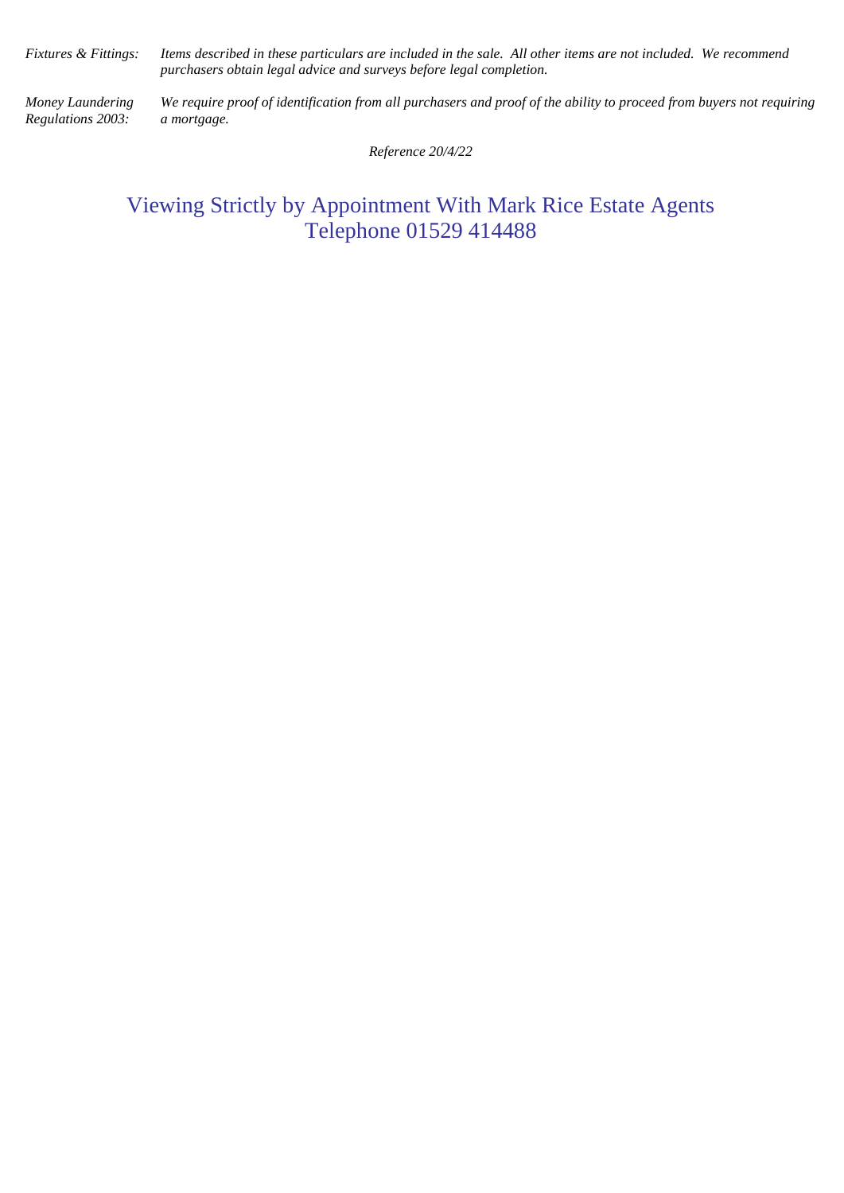*Fixtures & Fittings:* *Items described in these particulars are included in the sale. All other items are not included. We recommend purchasers obtain legal advice and surveys before legal completion.*

*Money Laundering Regulations 2003:* *We require proof of identification from all purchasers and proof of the ability to proceed from buyers not requiring a mortgage.*

*Reference 20/4/22*

Viewing Strictly by Appointment With Mark Rice Estate Agents
Telephone 01529 414488